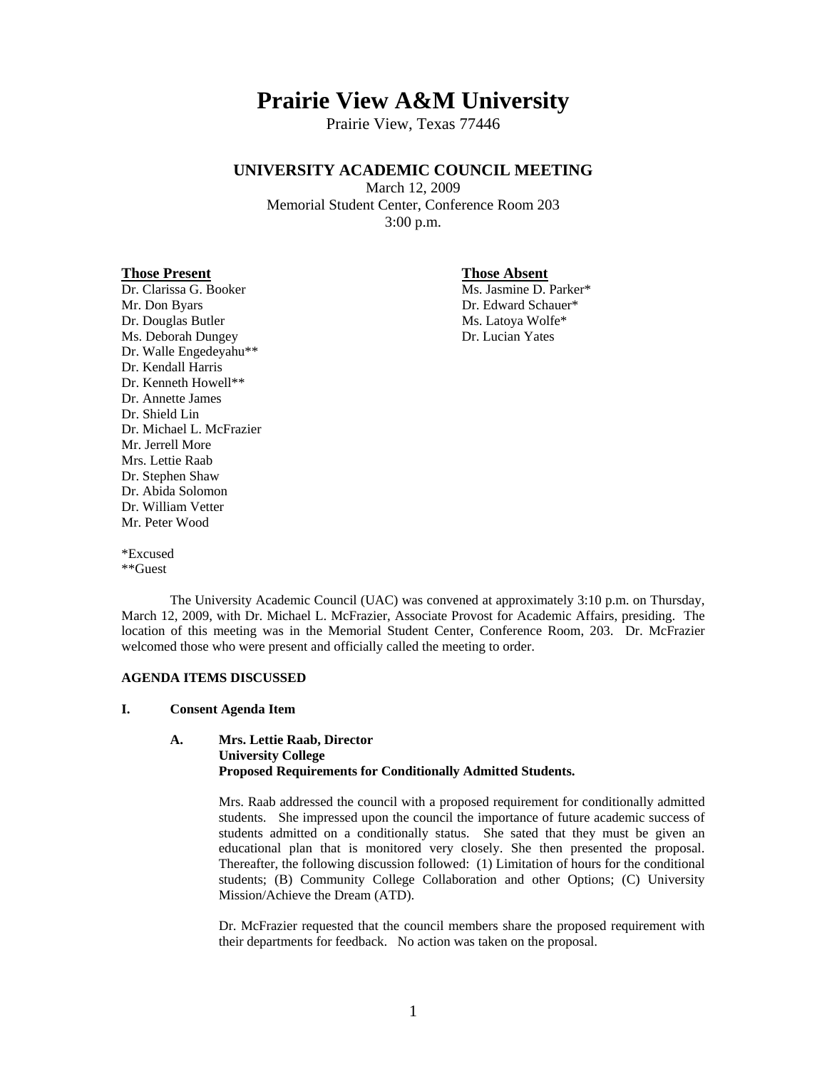# Prairie View A&M University

Prairie View, Texas 77446

## UNIVERSITY ACADEMIC COUNCIL MEETING

March 12, 2009
Memorial Student Center, Conference Room 203
3:00 p.m.

**Those Present**

Dr. Clarissa G. Booker
Mr. Don Byars
Dr. Douglas Butler
Ms. Deborah Dungey
Dr. Walle Engedeyahu**
Dr. Kendall Harris
Dr. Kenneth Howell**
Dr. Annette James
Dr. Shield Lin
Dr. Michael L. McFrazier
Mr. Jerrell More
Mrs. Lettie Raab
Dr. Stephen Shaw
Dr. Abida Solomon
Dr. William Vetter
Mr. Peter Wood

**Those Absent**

Ms. Jasmine D. Parker*
Dr. Edward Schauer*
Ms. Latoya Wolfe*
Dr. Lucian Yates

*Excused
**Guest

The University Academic Council (UAC) was convened at approximately 3:10 p.m. on Thursday, March 12, 2009, with Dr. Michael L. McFrazier, Associate Provost for Academic Affairs, presiding. The location of this meeting was in the Memorial Student Center, Conference Room, 203. Dr. McFrazier welcomed those who were present and officially called the meeting to order.

**AGENDA ITEMS DISCUSSED**

**I. Consent Agenda Item**

**A. Mrs. Lettie Raab, Director**
**University College**
**Proposed Requirements for Conditionally Admitted Students.**

Mrs. Raab addressed the council with a proposed requirement for conditionally admitted students. She impressed upon the council the importance of future academic success of students admitted on a conditionally status. She sated that they must be given an educational plan that is monitored very closely. She then presented the proposal. Thereafter, the following discussion followed: (1) Limitation of hours for the conditional students; (B) Community College Collaboration and other Options; (C) University Mission/Achieve the Dream (ATD).

Dr. McFrazier requested that the council members share the proposed requirement with their departments for feedback. No action was taken on the proposal.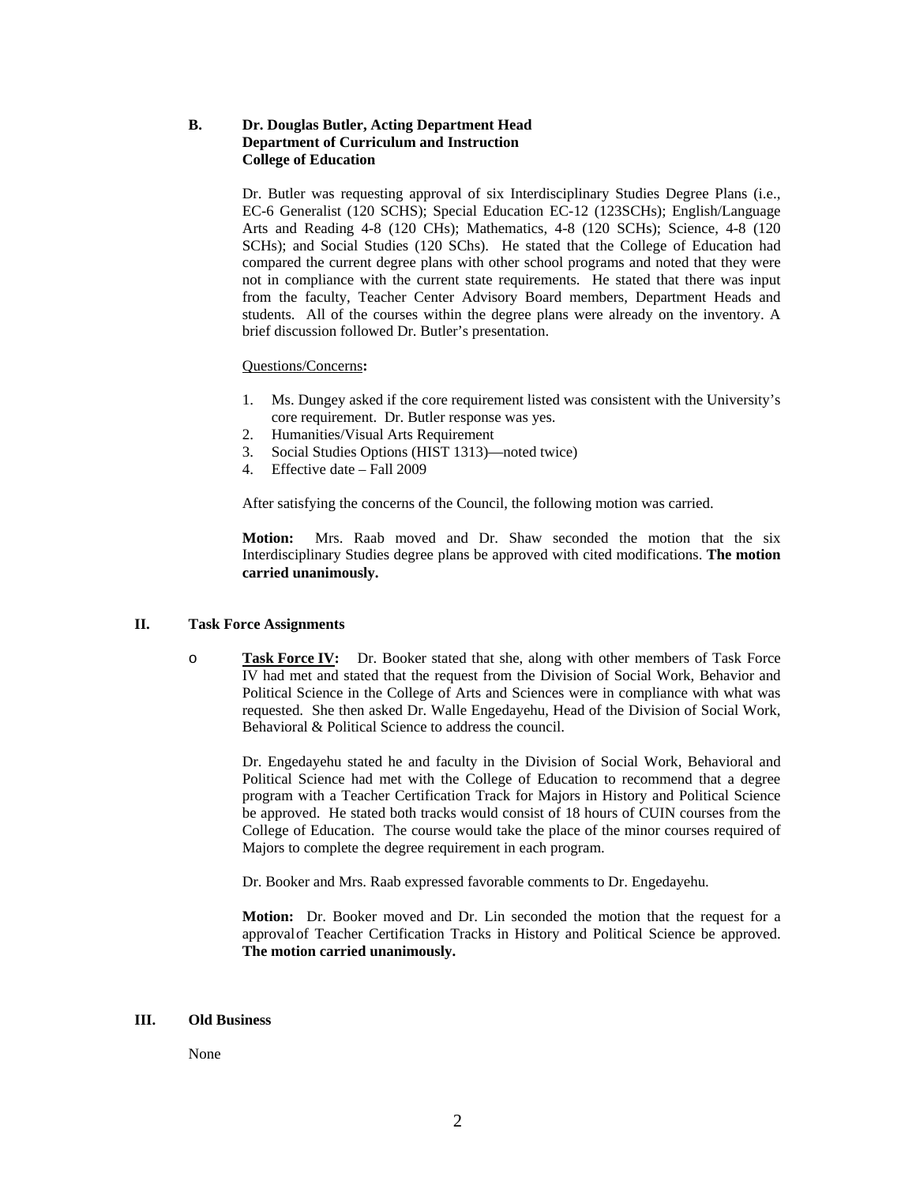**B. Dr. Douglas Butler, Acting Department Head**
**Department of Curriculum and Instruction**
**College of Education**

Dr. Butler was requesting approval of six Interdisciplinary Studies Degree Plans (i.e., EC-6 Generalist (120 SCHS); Special Education EC-12 (123SCHs); English/Language Arts and Reading 4-8 (120 CHs); Mathematics, 4-8 (120 SCHs); Science, 4-8 (120 SCHs); and Social Studies (120 SChs). He stated that the College of Education had compared the current degree plans with other school programs and noted that they were not in compliance with the current state requirements. He stated that there was input from the faculty, Teacher Center Advisory Board members, Department Heads and students. All of the courses within the degree plans were already on the inventory. A brief discussion followed Dr. Butler's presentation.

Questions/Concerns**:**

1. Ms. Dungey asked if the core requirement listed was consistent with the University's core requirement. Dr. Butler response was yes.
2. Humanities/Visual Arts Requirement
3. Social Studies Options (HIST 1313)—noted twice)
4. Effective date – Fall 2009

After satisfying the concerns of the Council, the following motion was carried.

**Motion:** Mrs. Raab moved and Dr. Shaw seconded the motion that the six Interdisciplinary Studies degree plans be approved with cited modifications. **The motion carried unanimously.**

## II. Task Force Assignments

- **Task Force IV:** Dr. Booker stated that she, along with other members of Task Force IV had met and stated that the request from the Division of Social Work, Behavior and Political Science in the College of Arts and Sciences were in compliance with what was requested. She then asked Dr. Walle Engedayehu, Head of the Division of Social Work, Behavioral & Political Science to address the council.

  Dr. Engedayehu stated he and faculty in the Division of Social Work, Behavioral and Political Science had met with the College of Education to recommend that a degree program with a Teacher Certification Track for Majors in History and Political Science be approved. He stated both tracks would consist of 18 hours of CUIN courses from the College of Education. The course would take the place of the minor courses required of Majors to complete the degree requirement in each program.

  Dr. Booker and Mrs. Raab expressed favorable comments to Dr. Engedayehu.

  **Motion:** Dr. Booker moved and Dr. Lin seconded the motion that the request for a approval of Teacher Certification Tracks in History and Political Science be approved. **The motion carried unanimously.**

## III. Old Business

None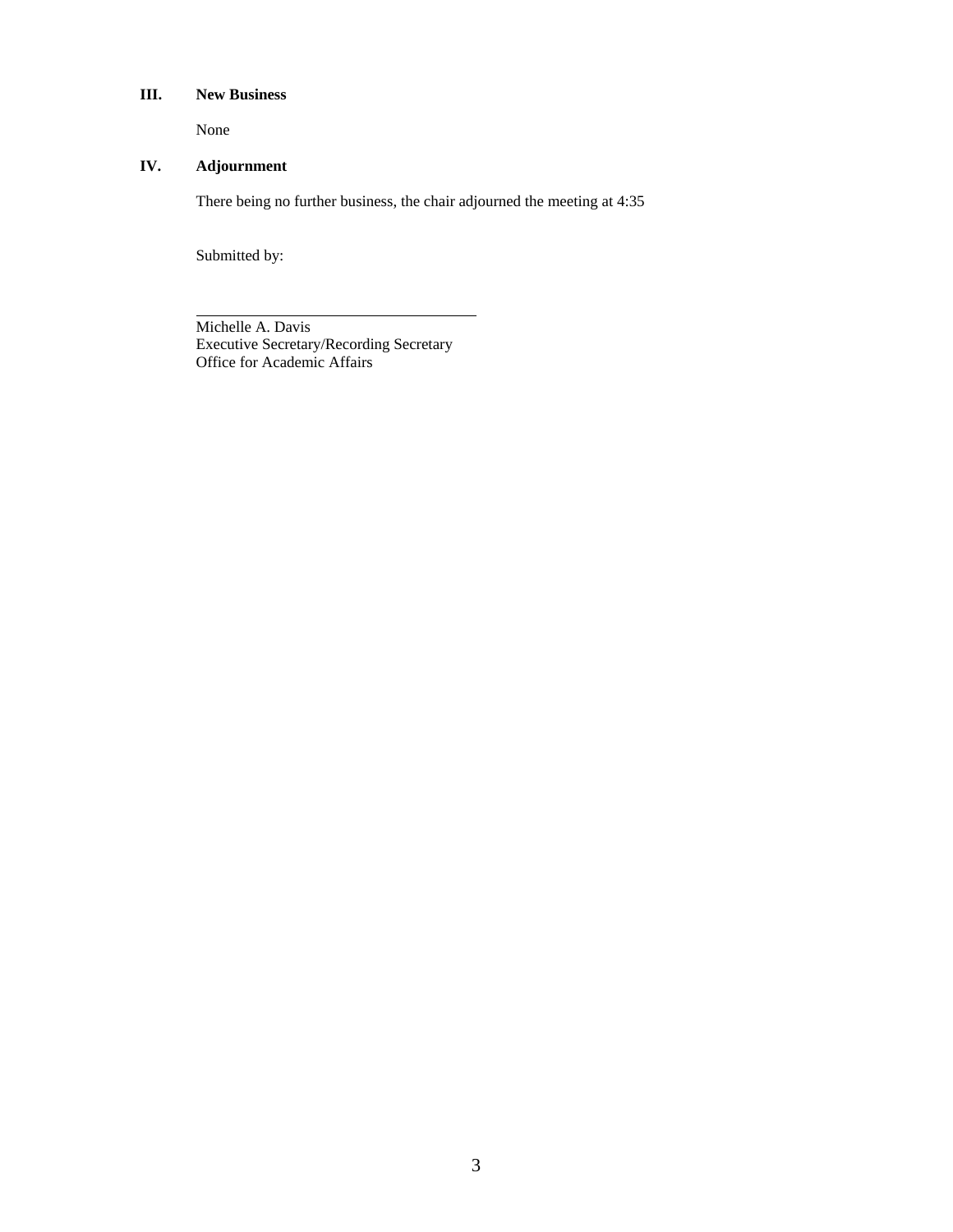## III. New Business

None

## IV. Adjournment

There being no further business, the chair adjourned the meeting at 4:35

Submitted by:

\_\_\_\_\_\_\_\_\_\_\_\_\_\_\_\_\_\_\_\_\_\_\_\_\_\_\_\_\_\_\_\_\_\_\_\_

Michelle A. Davis  
Executive Secretary/Recording Secretary  
Office for Academic Affairs